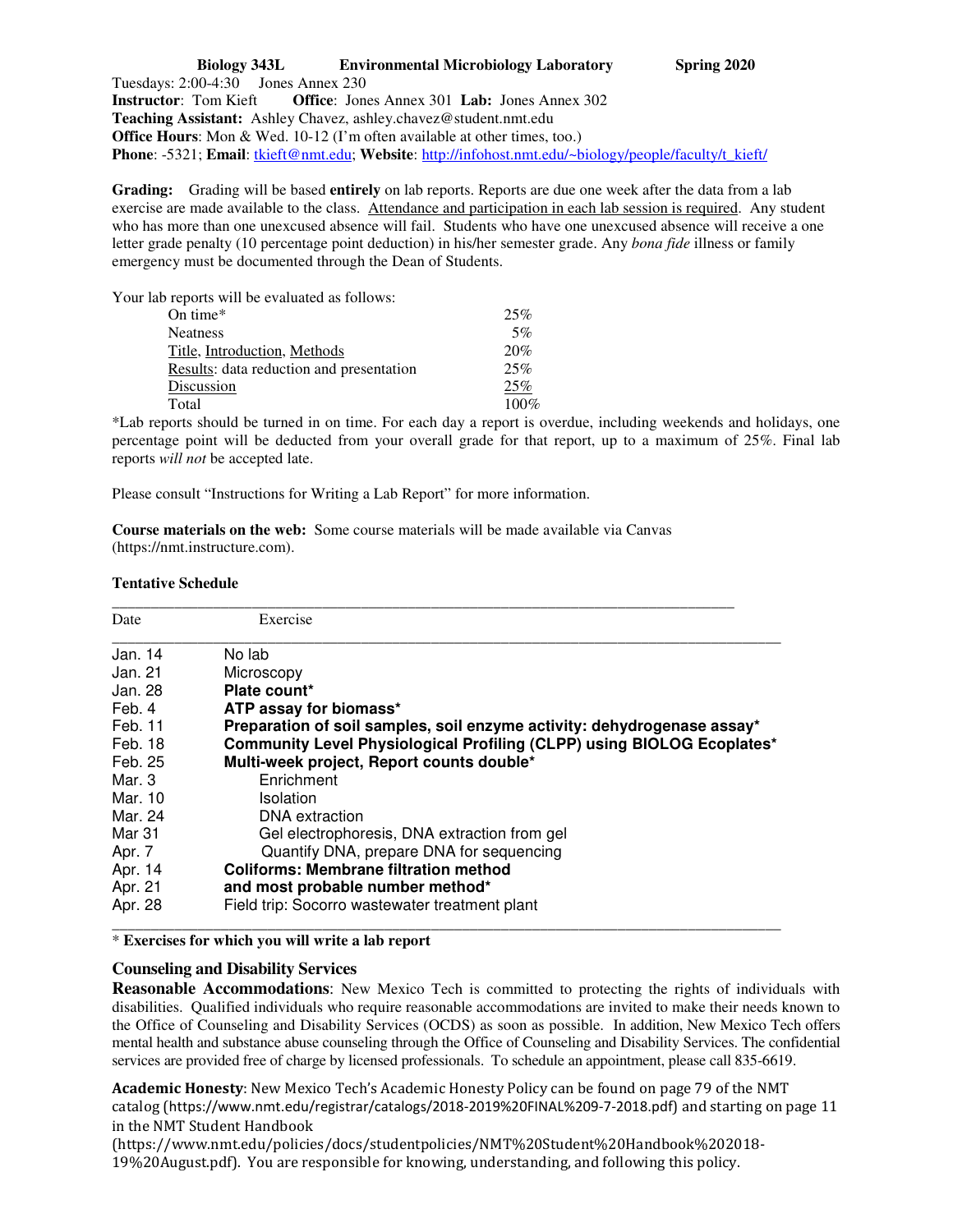**Biology 343L Environmental Microbiology Laboratory Spring 2020**

Tuesdays: 2:00-4:30 Jones Annex 230
**Instructor**: Tom Kieft **Office**: Jones Annex 301 **Lab:** Jones Annex 302
**Teaching Assistant:** Ashley Chavez, ashley.chavez@student.nmt.edu
**Office Hours**: Mon & Wed. 10-12 (I'm often available at other times, too.)
**Phone**: -5321; **Email**: tkieft@nmt.edu; **Website**: http://infohost.nmt.edu/~biology/people/faculty/t_kieft/

**Grading:** Grading will be based **entirely** on lab reports. Reports are due one week after the data from a lab exercise are made available to the class. Attendance and participation in each lab session is required. Any student who has more than one unexcused absence will fail. Students who have one unexcused absence will receive a one letter grade penalty (10 percentage point deduction) in his/her semester grade. Any *bona fide* illness or family emergency must be documented through the Dean of Students.

Your lab reports will be evaluated as follows:

| | |
|---|---|
| On time* | 25% |
| Neatness | 5% |
| Title, Introduction, Methods | 20% |
| Results: data reduction and presentation | 25% |
| Discussion | 25% |
| Total | 100% |

*Lab reports should be turned in on time. For each day a report is overdue, including weekends and holidays, one percentage point will be deducted from your overall grade for that report, up to a maximum of 25%. Final lab reports *will not* be accepted late.

Please consult "Instructions for Writing a Lab Report" for more information.

**Course materials on the web:** Some course materials will be made available via Canvas (https://nmt.instructure.com).

**Tentative Schedule**

| Date | Exercise |
|---|---|
| Jan. 14 | No lab |
| Jan. 21 | Microscopy |
| Jan. 28 | **Plate count*** |
| Feb. 4 | **ATP assay for biomass*** |
| Feb. 11 | **Preparation of soil samples, soil enzyme activity: dehydrogenase assay*** |
| Feb. 18 | **Community Level Physiological Profiling (CLPP) using BIOLOG Ecoplates*** |
| Feb. 25 | **Multi-week project, Report counts double*** |
| Mar. 3 | Enrichment |
| Mar. 10 | Isolation |
| Mar. 24 | DNA extraction |
| Mar 31 | Gel electrophoresis, DNA extraction from gel |
| Apr. 7 | Quantify DNA, prepare DNA for sequencing |
| Apr. 14 | **Coliforms: Membrane filtration method** |
| Apr. 21 | **and most probable number method*** |
| Apr. 28 | Field trip: Socorro wastewater treatment plant |

\* **Exercises for which you will write a lab report**

### Counseling and Disability Services

**Reasonable Accommodations**: New Mexico Tech is committed to protecting the rights of individuals with disabilities. Qualified individuals who require reasonable accommodations are invited to make their needs known to the Office of Counseling and Disability Services (OCDS) as soon as possible. In addition, New Mexico Tech offers mental health and substance abuse counseling through the Office of Counseling and Disability Services. The confidential services are provided free of charge by licensed professionals. To schedule an appointment, please call 835-6619.

**Academic Honesty**: New Mexico Tech's Academic Honesty Policy can be found on page 79 of the NMT catalog (https://www.nmt.edu/registrar/catalogs/2018-2019%20FINAL%209-7-2018.pdf) and starting on page 11 in the NMT Student Handbook (https://www.nmt.edu/policies/docs/studentpolicies/NMT%20Student%20Handbook%202018-19%20August.pdf). You are responsible for knowing, understanding, and following this policy.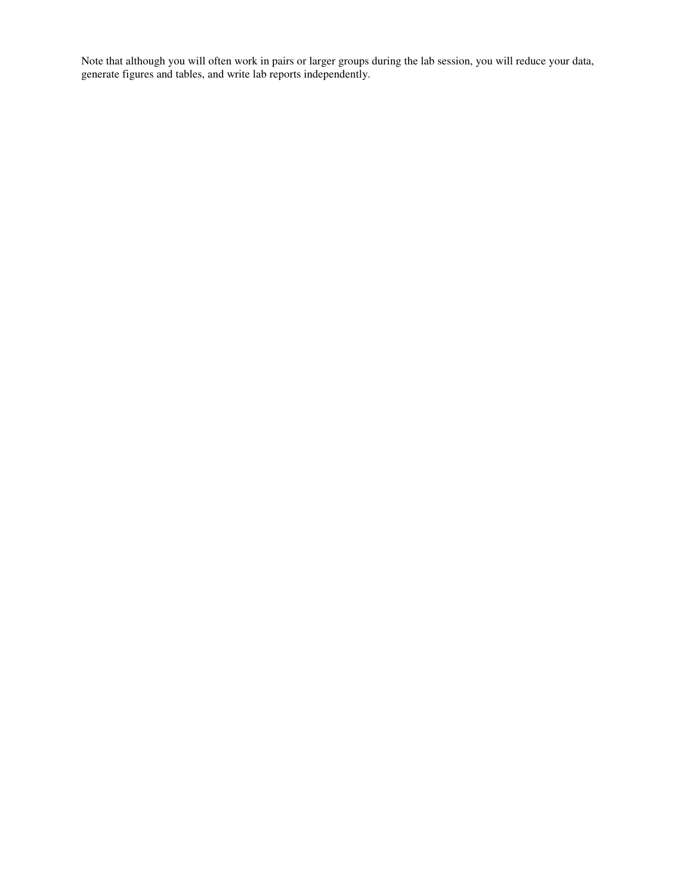Note that although you will often work in pairs or larger groups during the lab session, you will reduce your data, generate figures and tables, and write lab reports independently.